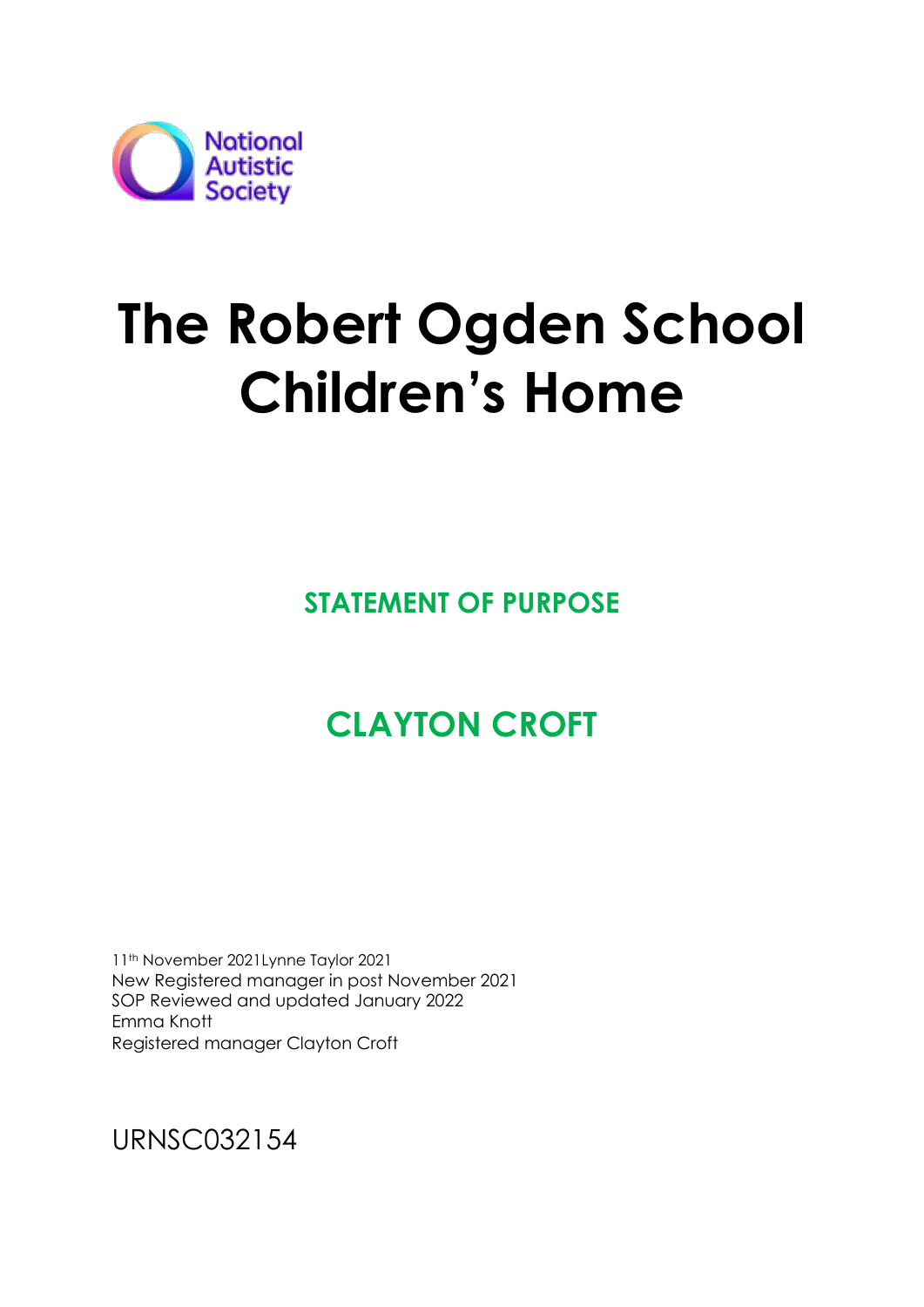National Autistic Society

# The Robert Ogden School Children's Home

## STATEMENT OF PURPOSE

## CLAYTON CROFT

11th November 2021Lynne Taylor 2021
New Registered manager in post November 2021
SOP Reviewed and updated January 2022
Emma Knott
Registered manager Clayton Croft

URNSC032154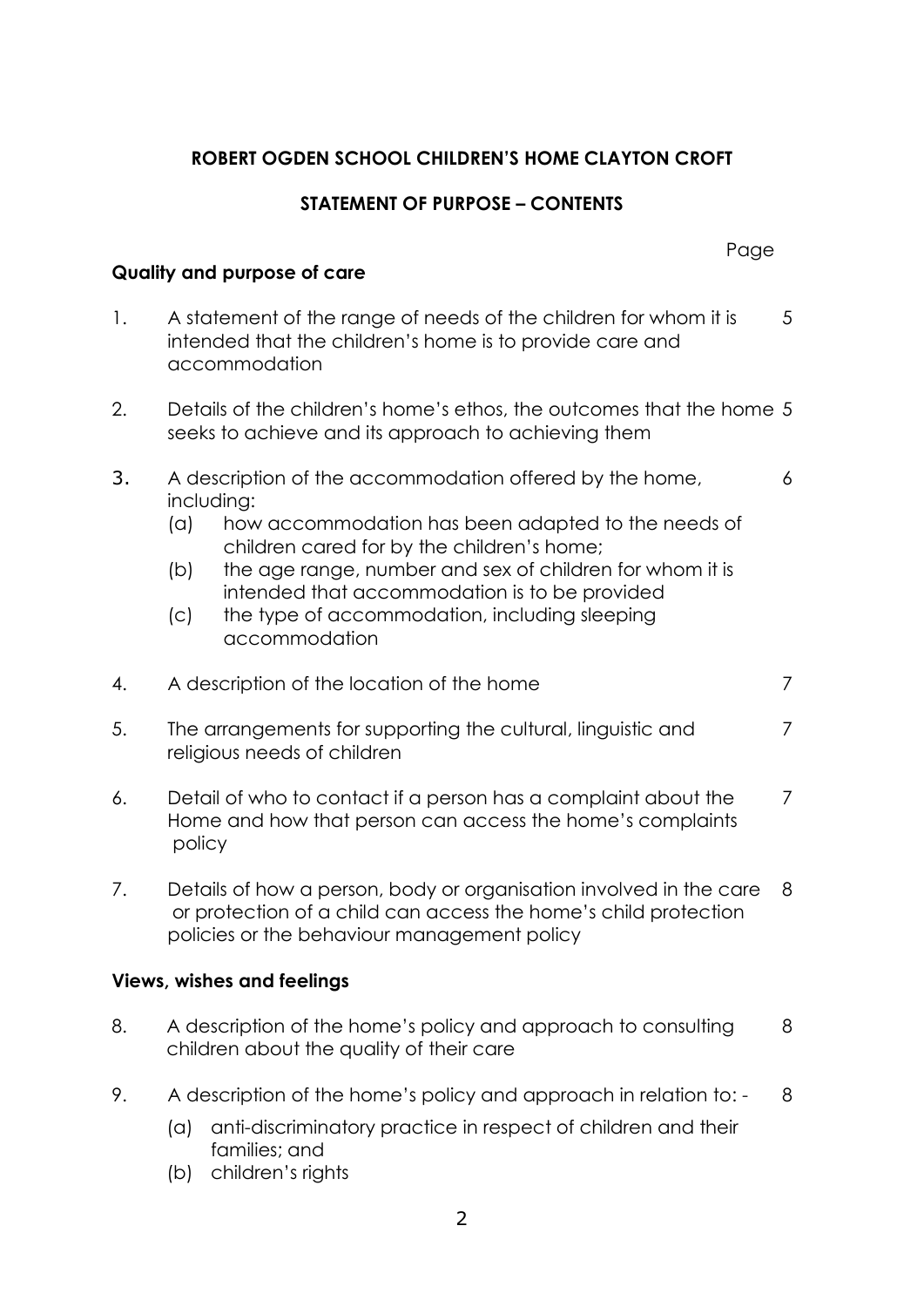**ROBERT OGDEN SCHOOL CHILDREN'S HOME CLAYTON CROFT**

**STATEMENT OF PURPOSE – CONTENTS**

| | | Page |
|---|---|---|
| **Quality and purpose of care** | | |
| 1. | A statement of the range of needs of the children for whom it is intended that the children's home is to provide care and accommodation | 5 |
| 2. | Details of the children's home's ethos, the outcomes that the home seeks to achieve and its approach to achieving them | 5 |
| 3. | A description of the accommodation offered by the home, including:<br>(a) how accommodation has been adapted to the needs of children cared for by the children's home;<br>(b) the age range, number and sex of children for whom it is intended that accommodation is to be provided<br>(c) the type of accommodation, including sleeping accommodation | 6 |
| 4. | A description of the location of the home | 7 |
| 5. | The arrangements for supporting the cultural, linguistic and religious needs of children | 7 |
| 6. | Detail of who to contact if a person has a complaint about the Home and how that person can access the home's complaints policy | 7 |
| 7. | Details of how a person, body or organisation involved in the care or protection of a child can access the home's child protection policies or the behaviour management policy | 8 |
| **Views, wishes and feelings** | | |
| 8. | A description of the home's policy and approach to consulting children about the quality of their care | 8 |
| 9. | A description of the home's policy and approach in relation to: -<br>(a) anti-discriminatory practice in respect of children and their families; and<br>(b) children's rights | 8 |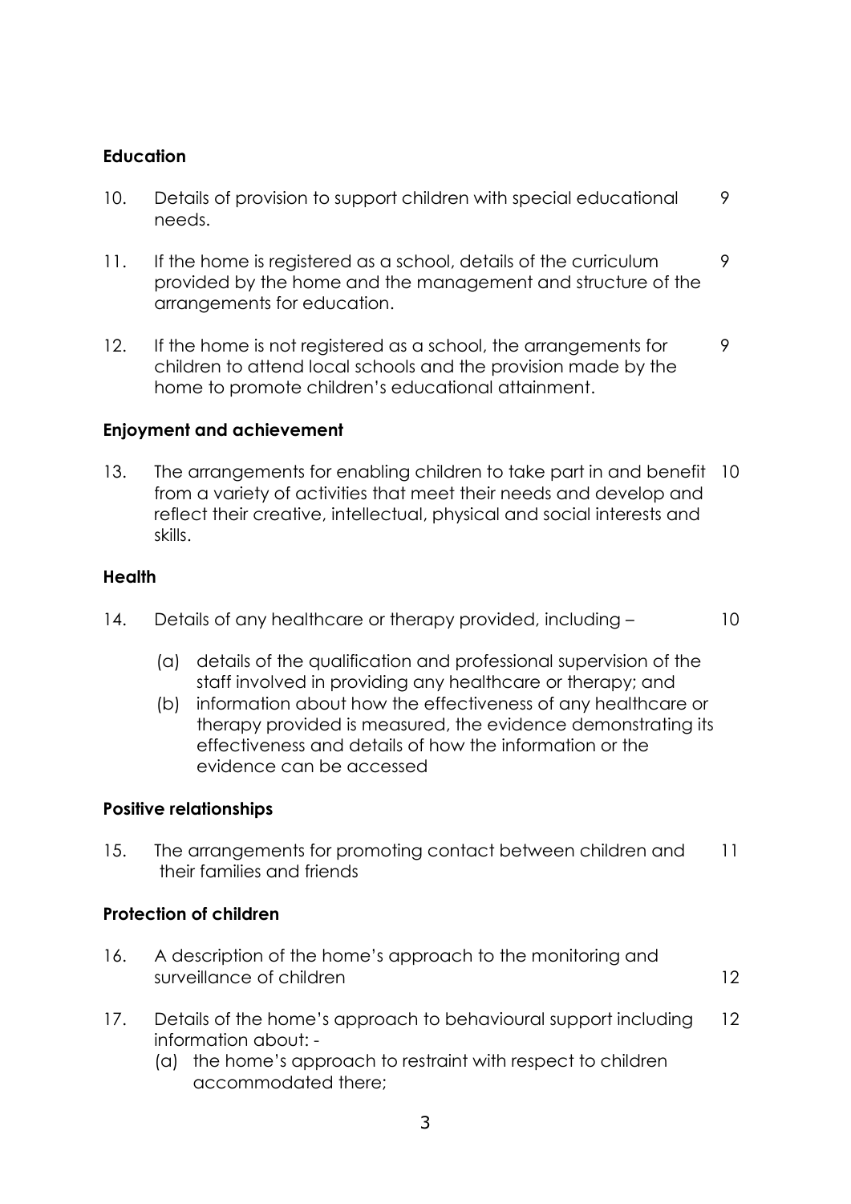**Education**

10. Details of provision to support children with special educational needs. 9

11. If the home is registered as a school, details of the curriculum provided by the home and the management and structure of the arrangements for education. 9

12. If the home is not registered as a school, the arrangements for children to attend local schools and the provision made by the home to promote children's educational attainment. 9

**Enjoyment and achievement**

13. The arrangements for enabling children to take part in and benefit from a variety of activities that meet their needs and develop and reflect their creative, intellectual, physical and social interests and skills. 10

**Health**

14. Details of any healthcare or therapy provided, including – 10

    (a) details of the qualification and professional supervision of the staff involved in providing any healthcare or therapy; and
    (b) information about how the effectiveness of any healthcare or therapy provided is measured, the evidence demonstrating its effectiveness and details of how the information or the evidence can be accessed

**Positive relationships**

15. The arrangements for promoting contact between children and their families and friends 11

**Protection of children**

16. A description of the home's approach to the monitoring and surveillance of children 12

17. Details of the home's approach to behavioural support including information about: - 12

    (a) the home's approach to restraint with respect to children accommodated there;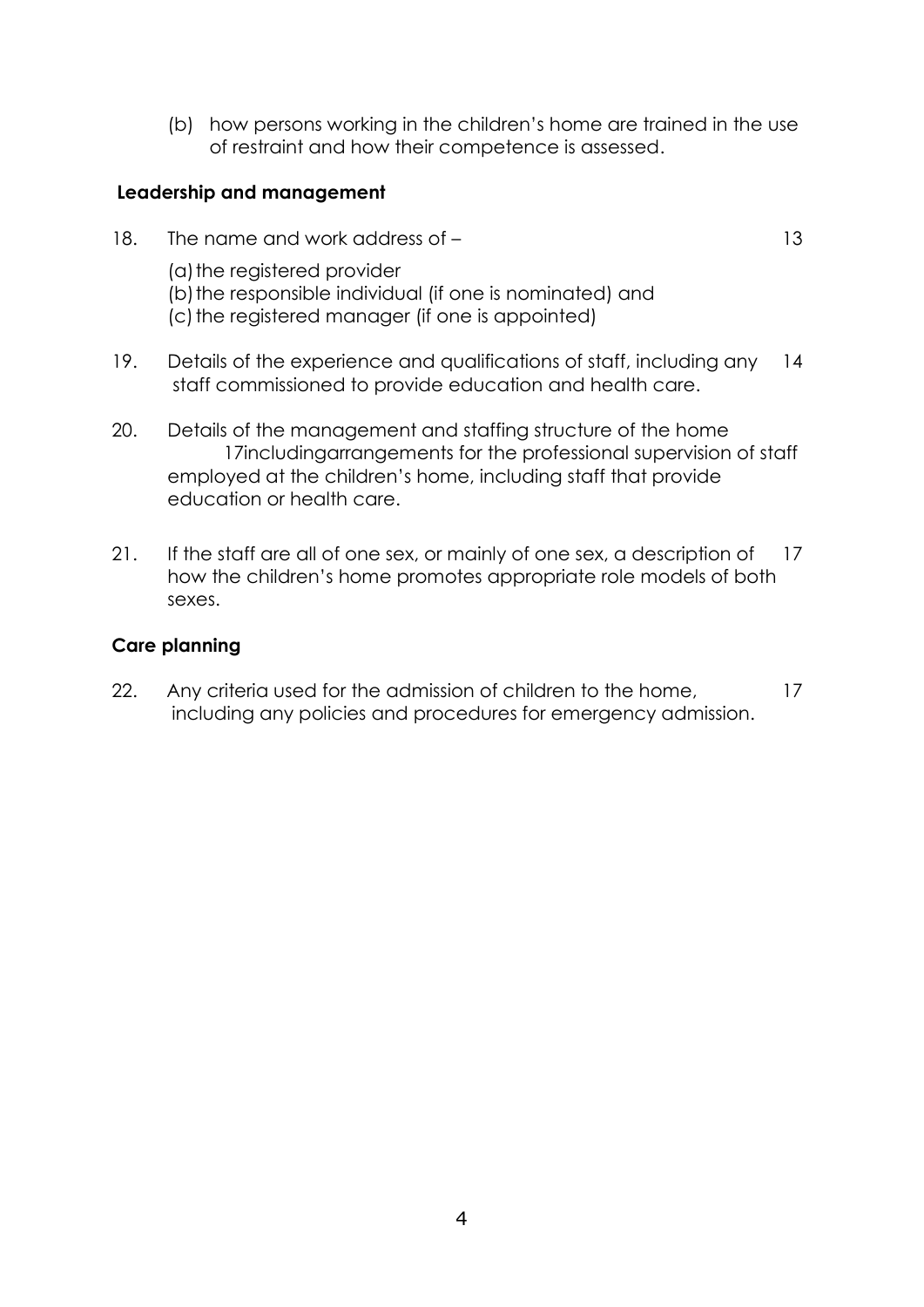(b) how persons working in the children's home are trained in the use of restraint and how their competence is assessed.

**Leadership and management**

| | | |
|---|---|---|
| 18. | The name and work address of – <br>(a) the registered provider <br>(b) the responsible individual (if one is nominated) and <br>(c) the registered manager (if one is appointed) | 13 |
| 19. | Details of the experience and qualifications of staff, including any staff commissioned to provide education and health care. | 14 |
| 20. | Details of the management and staffing structure of the home including arrangements for the professional supervision of staff employed at the children's home, including staff that provide education or health care. | 17 |
| 21. | If the staff are all of one sex, or mainly of one sex, a description of how the children's home promotes appropriate role models of both sexes. | 17 |

**Care planning**

| | | |
|---|---|---|
| 22. | Any criteria used for the admission of children to the home, including any policies and procedures for emergency admission. | 17 |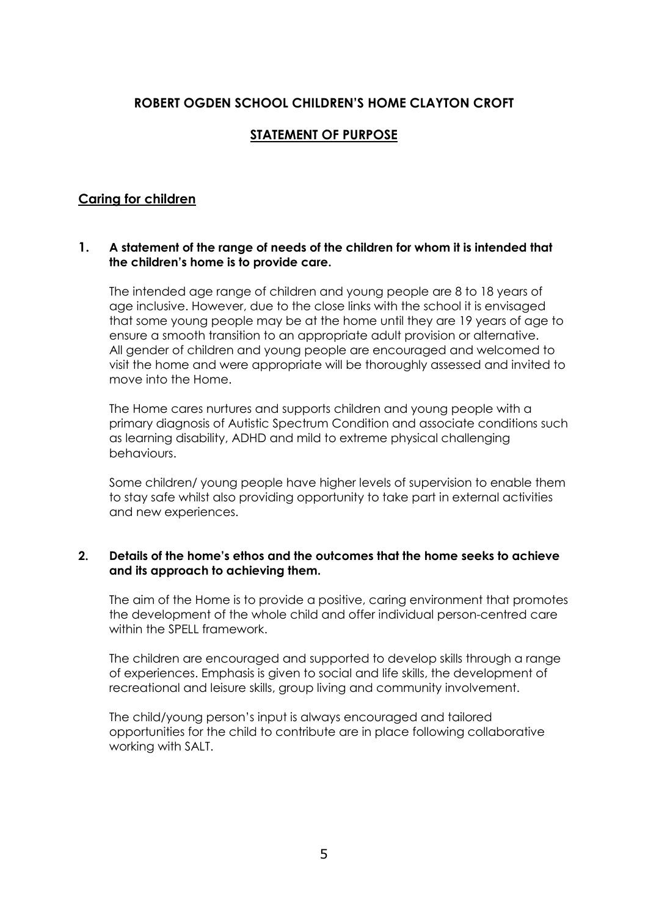**ROBERT OGDEN SCHOOL CHILDREN'S HOME CLAYTON CROFT**

**STATEMENT OF PURPOSE**

## Caring for children

**1. A statement of the range of needs of the children for whom it is intended that the children's home is to provide care.**

The intended age range of children and young people are 8 to 18 years of age inclusive. However, due to the close links with the school it is envisaged that some young people may be at the home until they are 19 years of age to ensure a smooth transition to an appropriate adult provision or alternative. All gender of children and young people are encouraged and welcomed to visit the home and were appropriate will be thoroughly assessed and invited to move into the Home.

The Home cares nurtures and supports children and young people with a primary diagnosis of Autistic Spectrum Condition and associate conditions such as learning disability, ADHD and mild to extreme physical challenging behaviours.

Some children/ young people have higher levels of supervision to enable them to stay safe whilst also providing opportunity to take part in external activities and new experiences.

**2. Details of the home's ethos and the outcomes that the home seeks to achieve and its approach to achieving them.**

The aim of the Home is to provide a positive, caring environment that promotes the development of the whole child and offer individual person-centred care within the SPELL framework.

The children are encouraged and supported to develop skills through a range of experiences. Emphasis is given to social and life skills, the development of recreational and leisure skills, group living and community involvement.

The child/young person's input is always encouraged and tailored opportunities for the child to contribute are in place following collaborative working with SALT.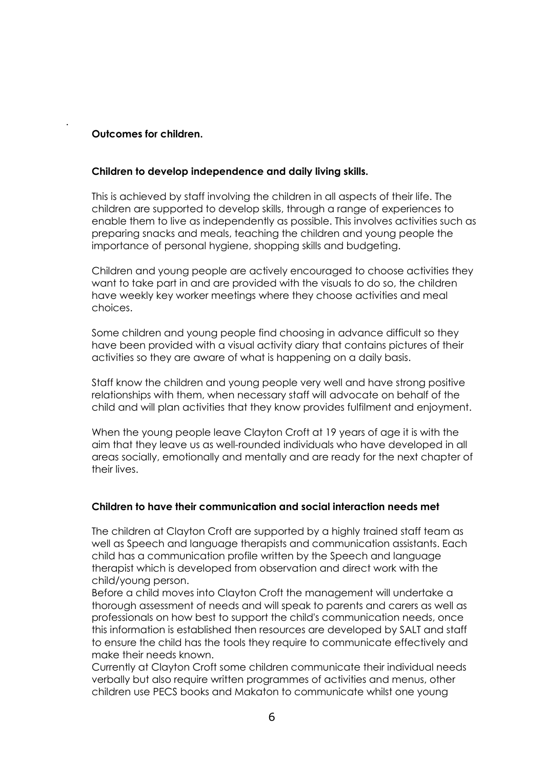**Outcomes for children.**

**Children to develop independence and daily living skills.**

This is achieved by staff involving the children in all aspects of their life. The children are supported to develop skills, through a range of experiences to enable them to live as independently as possible. This involves activities such as preparing snacks and meals, teaching the children and young people the importance of personal hygiene, shopping skills and budgeting.

Children and young people are actively encouraged to choose activities they want to take part in and are provided with the visuals to do so, the children have weekly key worker meetings where they choose activities and meal choices.

Some children and young people find choosing in advance difficult so they have been provided with a visual activity diary that contains pictures of their activities so they are aware of what is happening on a daily basis.

Staff know the children and young people very well and have strong positive relationships with them, when necessary staff will advocate on behalf of the child and will plan activities that they know provides fulfilment and enjoyment.

When the young people leave Clayton Croft at 19 years of age it is with the aim that they leave us as well-rounded individuals who have developed in all areas socially, emotionally and mentally and are ready for the next chapter of their lives.

**Children to have their communication and social interaction needs met**

The children at Clayton Croft are supported by a highly trained staff team as well as Speech and language therapists and communication assistants. Each child has a communication profile written by the Speech and language therapist which is developed from observation and direct work with the child/young person.
Before a child moves into Clayton Croft the management will undertake a thorough assessment of needs and will speak to parents and carers as well as professionals on how best to support the child's communication needs, once this information is established then resources are developed by SALT and staff to ensure the child has the tools they require to communicate effectively and make their needs known.
Currently at Clayton Croft some children communicate their individual needs verbally but also require written programmes of activities and menus, other children use PECS books and Makaton to communicate whilst one young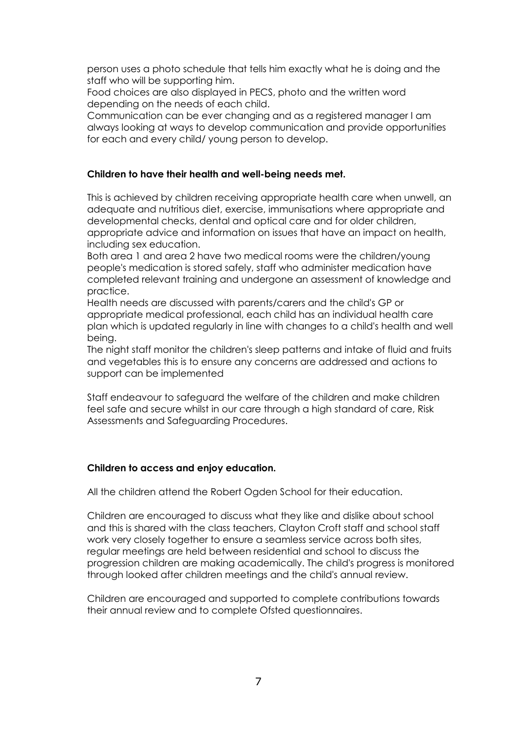person uses a photo schedule that tells him exactly what he is doing and the staff who will be supporting him.
Food choices are also displayed in PECS, photo and the written word depending on the needs of each child.
Communication can be ever changing and as a registered manager I am always looking at ways to develop communication and provide opportunities for each and every child/ young person to develop.

**Children to have their health and well-being needs met.**

This is achieved by children receiving appropriate health care when unwell, an adequate and nutritious diet, exercise, immunisations where appropriate and developmental checks, dental and optical care and for older children, appropriate advice and information on issues that have an impact on health, including sex education.
Both area 1 and area 2 have two medical rooms were the children/young people's medication is stored safely, staff who administer medication have completed relevant training and undergone an assessment of knowledge and practice.
Health needs are discussed with parents/carers and the child's GP or appropriate medical professional, each child has an individual health care plan which is updated regularly in line with changes to a child's health and well being.
The night staff monitor the children's sleep patterns and intake of fluid and fruits and vegetables this is to ensure any concerns are addressed and actions to support can be implemented

Staff endeavour to safeguard the welfare of the children and make children feel safe and secure whilst in our care through a high standard of care, Risk Assessments and Safeguarding Procedures.

**Children to access and enjoy education.**

All the children attend the Robert Ogden School for their education.

Children are encouraged to discuss what they like and dislike about school and this is shared with the class teachers, Clayton Croft staff and school staff work very closely together to ensure a seamless service across both sites, regular meetings are held between residential and school to discuss the progression children are making academically. The child's progress is monitored through looked after children meetings and the child's annual review.

Children are encouraged and supported to complete contributions towards their annual review and to complete Ofsted questionnaires.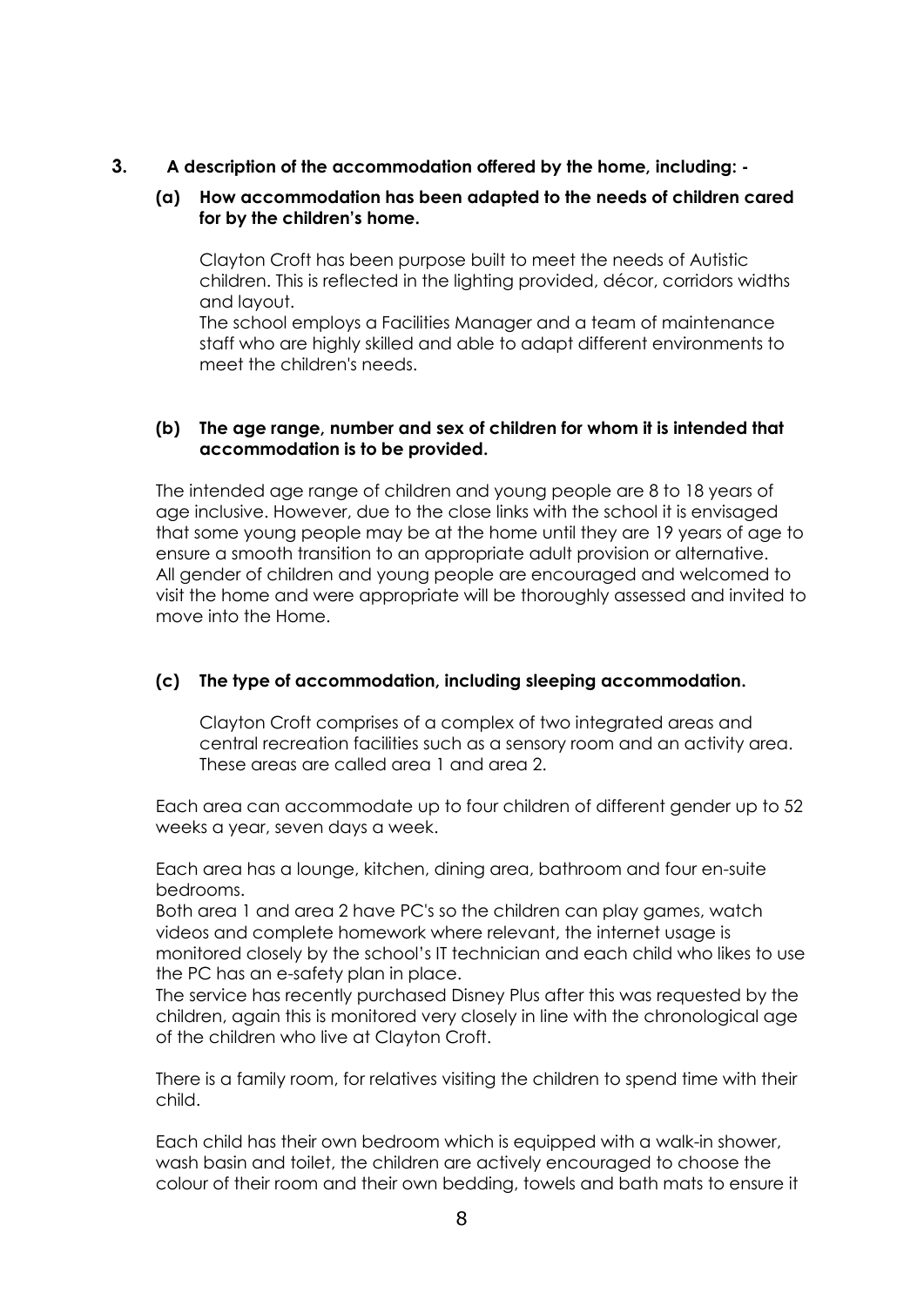## 3. A description of the accommodation offered by the home, including: -

### (a) How accommodation has been adapted to the needs of children cared for by the children's home.

Clayton Croft has been purpose built to meet the needs of Autistic children. This is reflected in the lighting provided, décor, corridors widths and layout.
The school employs a Facilities Manager and a team of maintenance staff who are highly skilled and able to adapt different environments to meet the children's needs.

### (b) The age range, number and sex of children for whom it is intended that accommodation is to be provided.

The intended age range of children and young people are 8 to 18 years of age inclusive. However, due to the close links with the school it is envisaged that some young people may be at the home until they are 19 years of age to ensure a smooth transition to an appropriate adult provision or alternative.
All gender of children and young people are encouraged and welcomed to visit the home and were appropriate will be thoroughly assessed and invited to move into the Home.

### (c) The type of accommodation, including sleeping accommodation.

Clayton Croft comprises of a complex of two integrated areas and central recreation facilities such as a sensory room and an activity area. These areas are called area 1 and area 2.

Each area can accommodate up to four children of different gender up to 52 weeks a year, seven days a week.

Each area has a lounge, kitchen, dining area, bathroom and four en-suite bedrooms.
Both area 1 and area 2 have PC's so the children can play games, watch videos and complete homework where relevant, the internet usage is monitored closely by the school's IT technician and each child who likes to use the PC has an e-safety plan in place.
The service has recently purchased Disney Plus after this was requested by the children, again this is monitored very closely in line with the chronological age of the children who live at Clayton Croft.

There is a family room, for relatives visiting the children to spend time with their child.

Each child has their own bedroom which is equipped with a walk-in shower, wash basin and toilet, the children are actively encouraged to choose the colour of their room and their own bedding, towels and bath mats to ensure it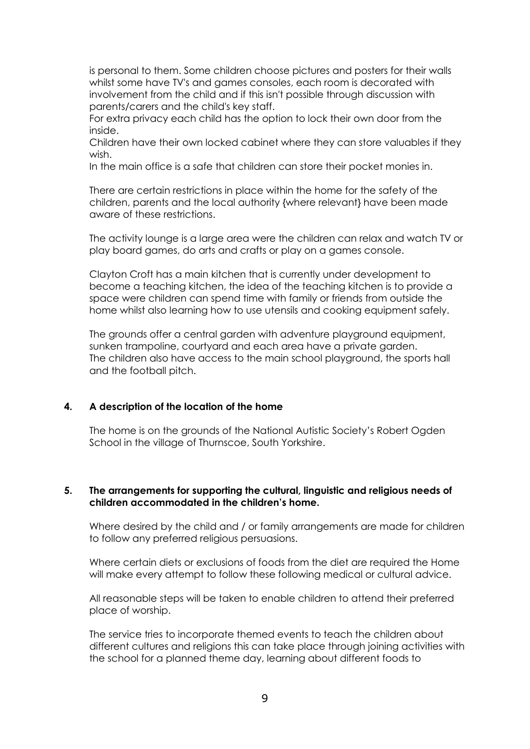is personal to them. Some children choose pictures and posters for their walls whilst some have TV's and games consoles, each room is decorated with involvement from the child and if this isn't possible through discussion with parents/carers and the child's key staff.
For extra privacy each child has the option to lock their own door from the inside.
Children have their own locked cabinet where they can store valuables if they wish.
In the main office is a safe that children can store their pocket monies in.

There are certain restrictions in place within the home for the safety of the children, parents and the local authority {where relevant} have been made aware of these restrictions.

The activity lounge is a large area were the children can relax and watch TV or play board games, do arts and crafts or play on a games console.

Clayton Croft has a main kitchen that is currently under development to become a teaching kitchen, the idea of the teaching kitchen is to provide a space were children can spend time with family or friends from outside the home whilst also learning how to use utensils and cooking equipment safely.

The grounds offer a central garden with adventure playground equipment, sunken trampoline, courtyard and each area have a private garden.
The children also have access to the main school playground, the sports hall and the football pitch.

**4. A description of the location of the home**

The home is on the grounds of the National Autistic Society's Robert Ogden School in the village of Thurnscoe, South Yorkshire.

**5. The arrangements for supporting the cultural, linguistic and religious needs of children accommodated in the children's home.**

Where desired by the child and / or family arrangements are made for children to follow any preferred religious persuasions.

Where certain diets or exclusions of foods from the diet are required the Home will make every attempt to follow these following medical or cultural advice.

All reasonable steps will be taken to enable children to attend their preferred place of worship.

The service tries to incorporate themed events to teach the children about different cultures and religions this can take place through joining activities with the school for a planned theme day, learning about different foods to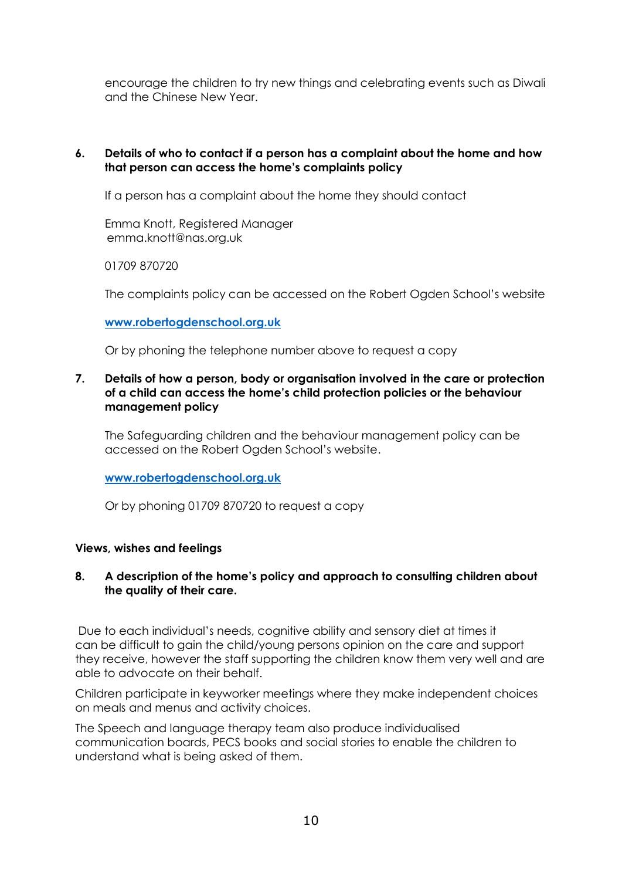encourage the children to try new things and celebrating events such as Diwali and the Chinese New Year.

**6. Details of who to contact if a person has a complaint about the home and how that person can access the home's complaints policy**

If a person has a complaint about the home they should contact

Emma Knott, Registered Manager
emma.knott@nas.org.uk

01709 870720

The complaints policy can be accessed on the Robert Ogden School's website

[www.robertogdenschool.org.uk](http://www.robertogdenschool.org.uk)

Or by phoning the telephone number above to request a copy

**7. Details of how a person, body or organisation involved in the care or protection of a child can access the home's child protection policies or the behaviour management policy**

The Safeguarding children and the behaviour management policy can be accessed on the Robert Ogden School's website.

[www.robertogdenschool.org.uk](http://www.robertogdenschool.org.uk)

Or by phoning 01709 870720 to request a copy

**Views, wishes and feelings**

**8. A description of the home's policy and approach to consulting children about the quality of their care.**

Due to each individual's needs, cognitive ability and sensory diet at times it can be difficult to gain the child/young persons opinion on the care and support they receive, however the staff supporting the children know them very well and are able to advocate on their behalf.

Children participate in keyworker meetings where they make independent choices on meals and menus and activity choices.

The Speech and language therapy team also produce individualised communication boards, PECS books and social stories to enable the children to understand what is being asked of them.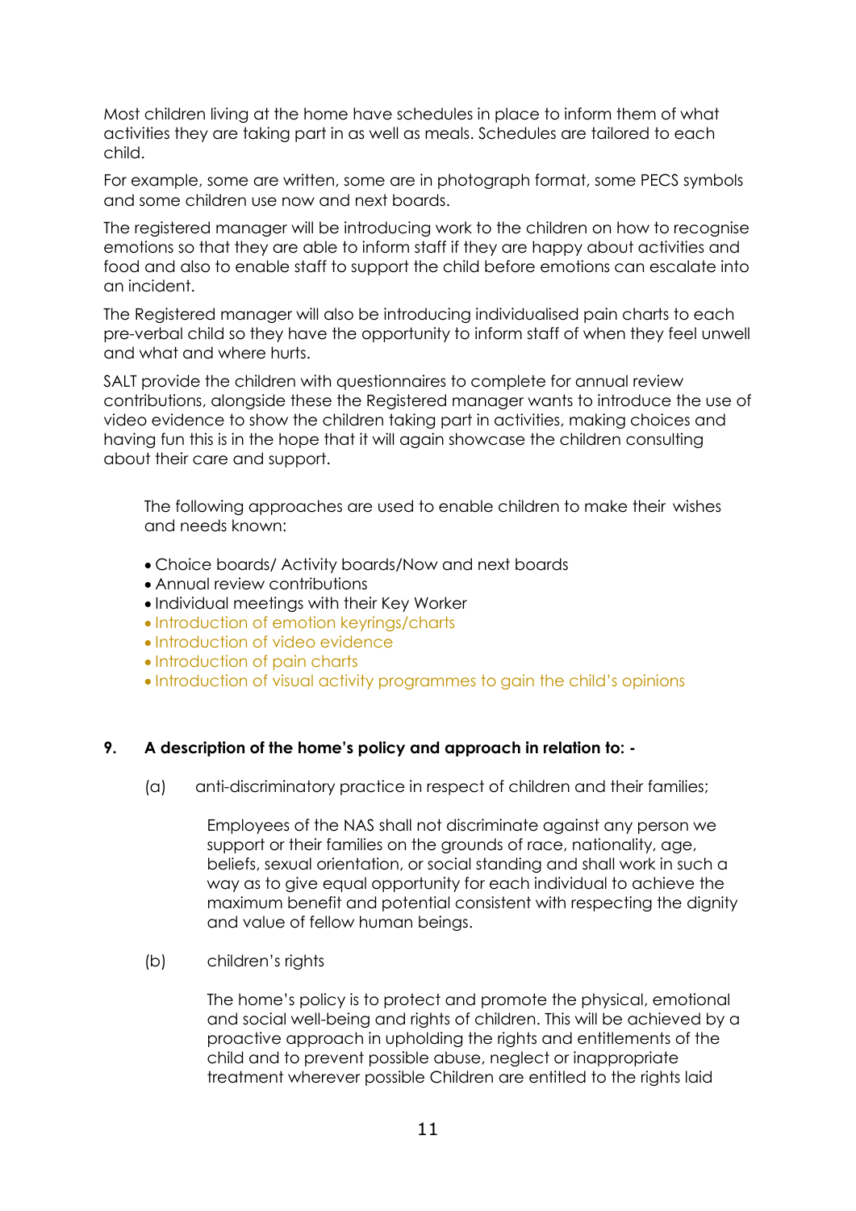Most children living at the home have schedules in place to inform them of what activities they are taking part in as well as meals. Schedules are tailored to each child.

For example, some are written, some are in photograph format, some PECS symbols and some children use now and next boards.

The registered manager will be introducing work to the children on how to recognise emotions so that they are able to inform staff if they are happy about activities and food and also to enable staff to support the child before emotions can escalate into an incident.

The Registered manager will also be introducing individualised pain charts to each pre-verbal child so they have the opportunity to inform staff of when they feel unwell and what and where hurts.

SALT provide the children with questionnaires to complete for annual review contributions, alongside these the Registered manager wants to introduce the use of video evidence to show the children taking part in activities, making choices and having fun this is in the hope that it will again showcase the children consulting about their care and support.

The following approaches are used to enable children to make their wishes and needs known:

- Choice boards/ Activity boards/Now and next boards
- Annual review contributions
- Individual meetings with their Key Worker
- Introduction of emotion keyrings/charts
- Introduction of video evidence
- Introduction of pain charts
- Introduction of visual activity programmes to gain the child's opinions

**9. A description of the home's policy and approach in relation to: -**

(a) anti-discriminatory practice in respect of children and their families;

Employees of the NAS shall not discriminate against any person we support or their families on the grounds of race, nationality, age, beliefs, sexual orientation, or social standing and shall work in such a way as to give equal opportunity for each individual to achieve the maximum benefit and potential consistent with respecting the dignity and value of fellow human beings.

(b) children's rights

The home's policy is to protect and promote the physical, emotional and social well-being and rights of children. This will be achieved by a proactive approach in upholding the rights and entitlements of the child and to prevent possible abuse, neglect or inappropriate treatment wherever possible Children are entitled to the rights laid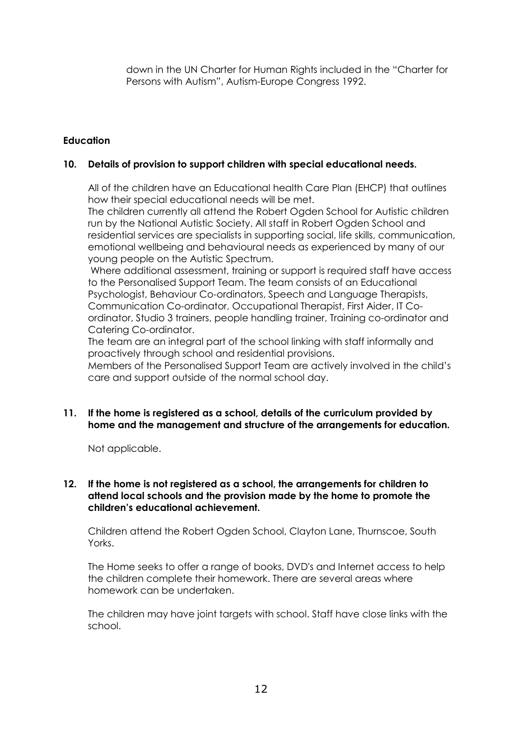down in the UN Charter for Human Rights included in the "Charter for Persons with Autism", Autism-Europe Congress 1992.

**Education**

**10. Details of provision to support children with special educational needs.**

All of the children have an Educational health Care Plan (EHCP) that outlines how their special educational needs will be met.
The children currently all attend the Robert Ogden School for Autistic children run by the National Autistic Society. All staff in Robert Ogden School and residential services are specialists in supporting social, life skills, communication, emotional wellbeing and behavioural needs as experienced by many of our young people on the Autistic Spectrum.
Where additional assessment, training or support is required staff have access to the Personalised Support Team. The team consists of an Educational Psychologist, Behaviour Co-ordinators, Speech and Language Therapists, Communication Co-ordinator, Occupational Therapist, First Aider, IT Co-ordinator, Studio 3 trainers, people handling trainer, Training co-ordinator and Catering Co-ordinator.
The team are an integral part of the school linking with staff informally and proactively through school and residential provisions.
Members of the Personalised Support Team are actively involved in the child's care and support outside of the normal school day.

**11. If the home is registered as a school, details of the curriculum provided by home and the management and structure of the arrangements for education.**

Not applicable.

**12. If the home is not registered as a school, the arrangements for children to attend local schools and the provision made by the home to promote the children's educational achievement.**

Children attend the Robert Ogden School, Clayton Lane, Thurnscoe, South Yorks.

The Home seeks to offer a range of books, DVD's and Internet access to help the children complete their homework. There are several areas where homework can be undertaken.

The children may have joint targets with school. Staff have close links with the school.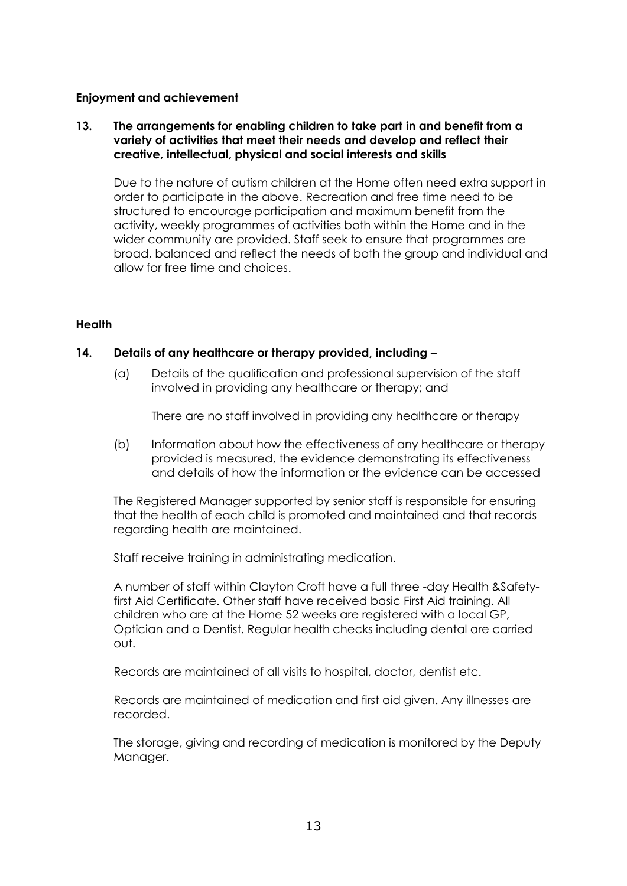**Enjoyment and achievement**

**13. The arrangements for enabling children to take part in and benefit from a variety of activities that meet their needs and develop and reflect their creative, intellectual, physical and social interests and skills**

Due to the nature of autism children at the Home often need extra support in order to participate in the above. Recreation and free time need to be structured to encourage participation and maximum benefit from the activity, weekly programmes of activities both within the Home and in the wider community are provided. Staff seek to ensure that programmes are broad, balanced and reflect the needs of both the group and individual and allow for free time and choices.

**Health**

**14. Details of any healthcare or therapy provided, including –**

(a) Details of the qualification and professional supervision of the staff involved in providing any healthcare or therapy; and

There are no staff involved in providing any healthcare or therapy

(b) Information about how the effectiveness of any healthcare or therapy provided is measured, the evidence demonstrating its effectiveness and details of how the information or the evidence can be accessed

The Registered Manager supported by senior staff is responsible for ensuring that the health of each child is promoted and maintained and that records regarding health are maintained.

Staff receive training in administrating medication.

A number of staff within Clayton Croft have a full three -day Health &Safety-first Aid Certificate. Other staff have received basic First Aid training. All children who are at the Home 52 weeks are registered with a local GP, Optician and a Dentist. Regular health checks including dental are carried out.

Records are maintained of all visits to hospital, doctor, dentist etc.

Records are maintained of medication and first aid given. Any illnesses are recorded.

The storage, giving and recording of medication is monitored by the Deputy Manager.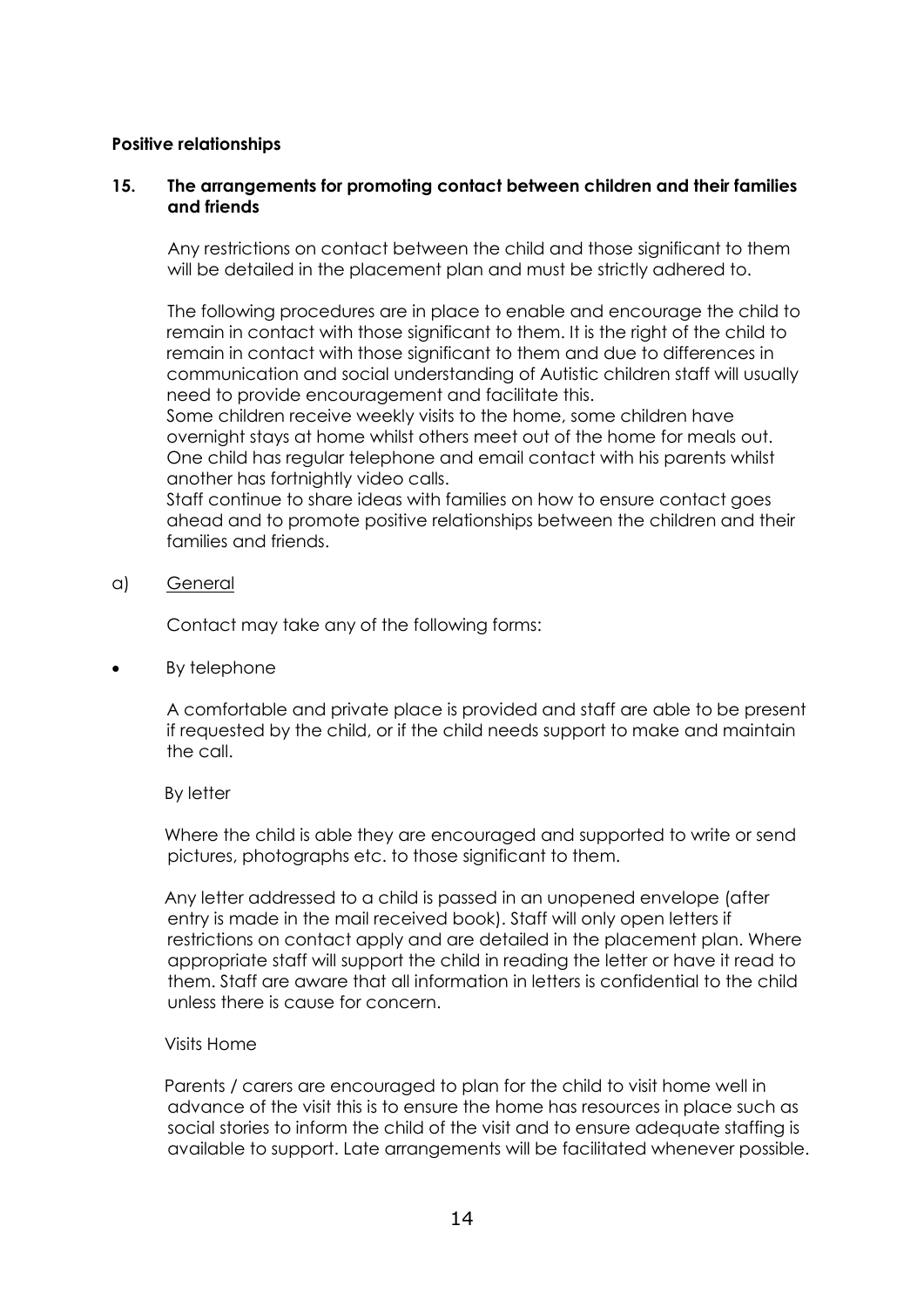**Positive relationships**

**15. The arrangements for promoting contact between children and their families and friends**

Any restrictions on contact between the child and those significant to them will be detailed in the placement plan and must be strictly adhered to.

The following procedures are in place to enable and encourage the child to remain in contact with those significant to them. It is the right of the child to remain in contact with those significant to them and due to differences in communication and social understanding of Autistic children staff will usually need to provide encouragement and facilitate this.
Some children receive weekly visits to the home, some children have overnight stays at home whilst others meet out of the home for meals out. One child has regular telephone and email contact with his parents whilst another has fortnightly video calls.
Staff continue to share ideas with families on how to ensure contact goes ahead and to promote positive relationships between the children and their families and friends.

a) General

Contact may take any of the following forms:

- By telephone

A comfortable and private place is provided and staff are able to be present if requested by the child, or if the child needs support to make and maintain the call.

By letter

Where the child is able they are encouraged and supported to write or send pictures, photographs etc. to those significant to them.

Any letter addressed to a child is passed in an unopened envelope (after entry is made in the mail received book). Staff will only open letters if restrictions on contact apply and are detailed in the placement plan. Where appropriate staff will support the child in reading the letter or have it read to them. Staff are aware that all information in letters is confidential to the child unless there is cause for concern.

Visits Home

Parents / carers are encouraged to plan for the child to visit home well in advance of the visit this is to ensure the home has resources in place such as social stories to inform the child of the visit and to ensure adequate staffing is available to support. Late arrangements will be facilitated whenever possible.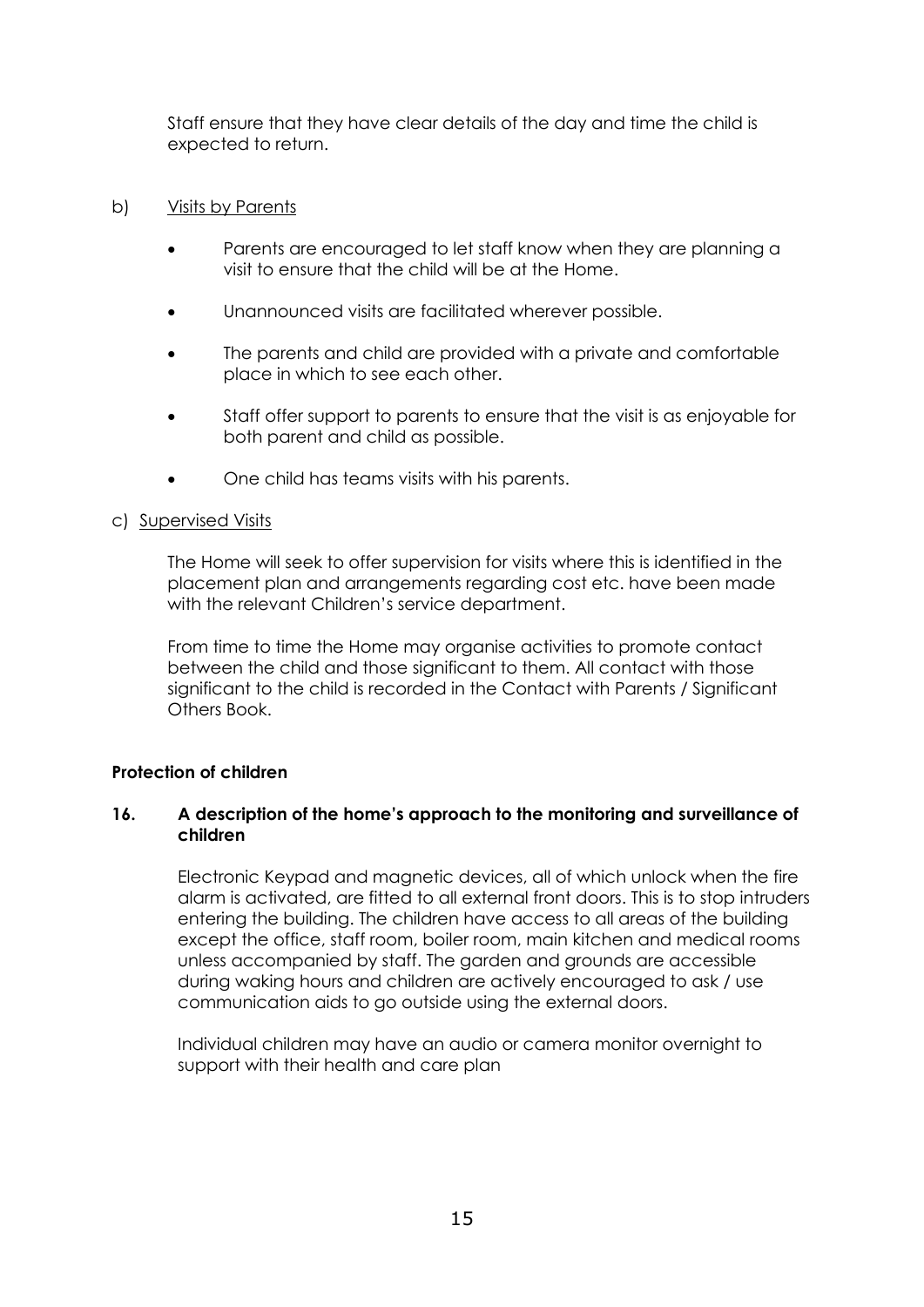Staff ensure that they have clear details of the day and time the child is expected to return.

b) Visits by Parents

- Parents are encouraged to let staff know when they are planning a visit to ensure that the child will be at the Home.
- Unannounced visits are facilitated wherever possible.
- The parents and child are provided with a private and comfortable place in which to see each other.
- Staff offer support to parents to ensure that the visit is as enjoyable for both parent and child as possible.
- One child has teams visits with his parents.

c) Supervised Visits

The Home will seek to offer supervision for visits where this is identified in the placement plan and arrangements regarding cost etc. have been made with the relevant Children's service department.

From time to time the Home may organise activities to promote contact between the child and those significant to them. All contact with those significant to the child is recorded in the Contact with Parents / Significant Others Book.

**Protection of children**

**16. A description of the home's approach to the monitoring and surveillance of children**

Electronic Keypad and magnetic devices, all of which unlock when the fire alarm is activated, are fitted to all external front doors. This is to stop intruders entering the building. The children have access to all areas of the building except the office, staff room, boiler room, main kitchen and medical rooms unless accompanied by staff. The garden and grounds are accessible during waking hours and children are actively encouraged to ask / use communication aids to go outside using the external doors.

Individual children may have an audio or camera monitor overnight to support with their health and care plan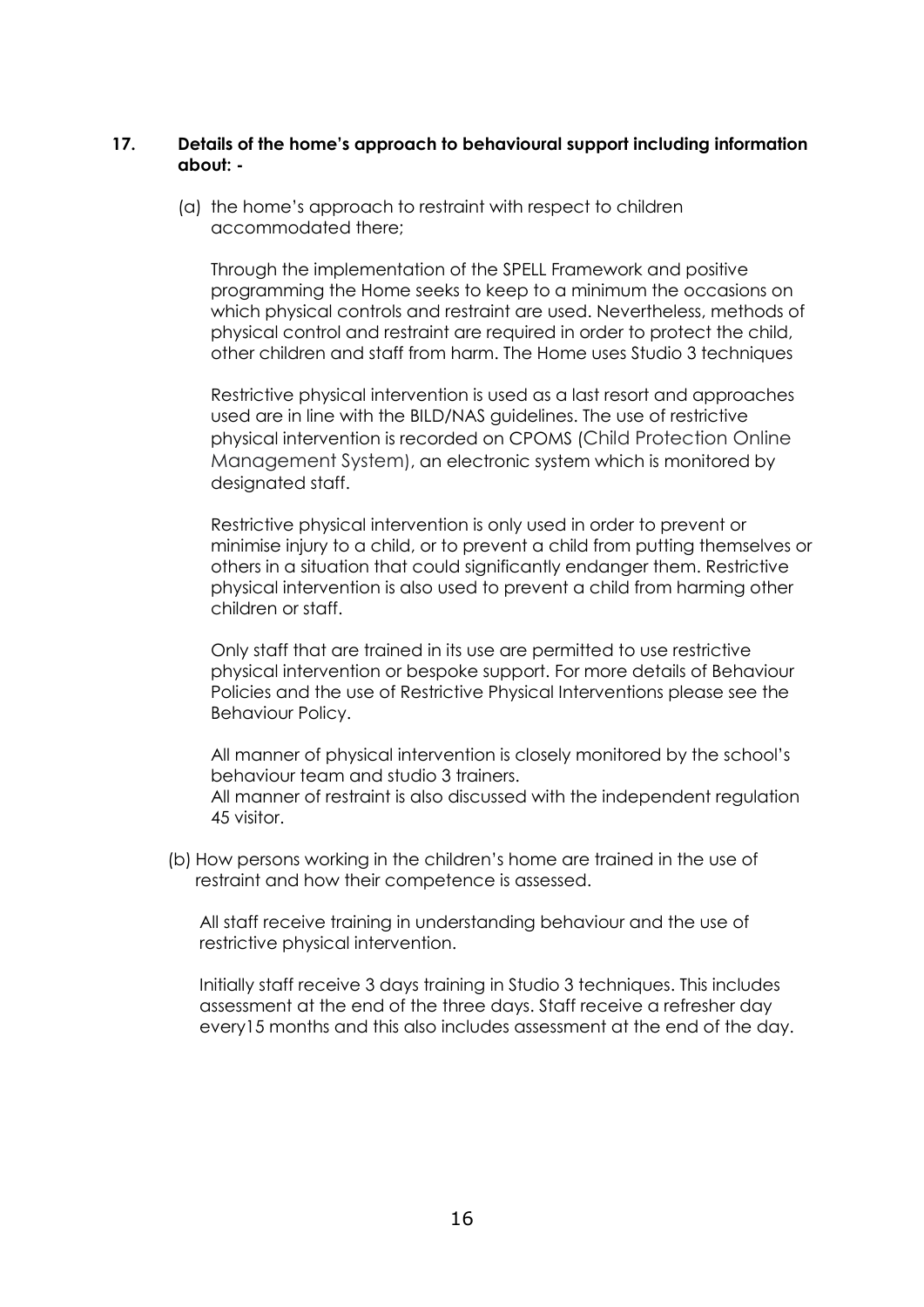**17. Details of the home's approach to behavioural support including information about: -**

(a) the home's approach to restraint with respect to children accommodated there;

Through the implementation of the SPELL Framework and positive programming the Home seeks to keep to a minimum the occasions on which physical controls and restraint are used. Nevertheless, methods of physical control and restraint are required in order to protect the child, other children and staff from harm. The Home uses Studio 3 techniques

Restrictive physical intervention is used as a last resort and approaches used are in line with the BILD/NAS guidelines. The use of restrictive physical intervention is recorded on CPOMS (Child Protection Online Management System), an electronic system which is monitored by designated staff.

Restrictive physical intervention is only used in order to prevent or minimise injury to a child, or to prevent a child from putting themselves or others in a situation that could significantly endanger them. Restrictive physical intervention is also used to prevent a child from harming other children or staff.

Only staff that are trained in its use are permitted to use restrictive physical intervention or bespoke support. For more details of Behaviour Policies and the use of Restrictive Physical Interventions please see the Behaviour Policy.

All manner of physical intervention is closely monitored by the school's behaviour team and studio 3 trainers.
All manner of restraint is also discussed with the independent regulation 45 visitor.

(b) How persons working in the children's home are trained in the use of restraint and how their competence is assessed.

All staff receive training in understanding behaviour and the use of restrictive physical intervention.

Initially staff receive 3 days training in Studio 3 techniques. This includes assessment at the end of the three days. Staff receive a refresher day every15 months and this also includes assessment at the end of the day.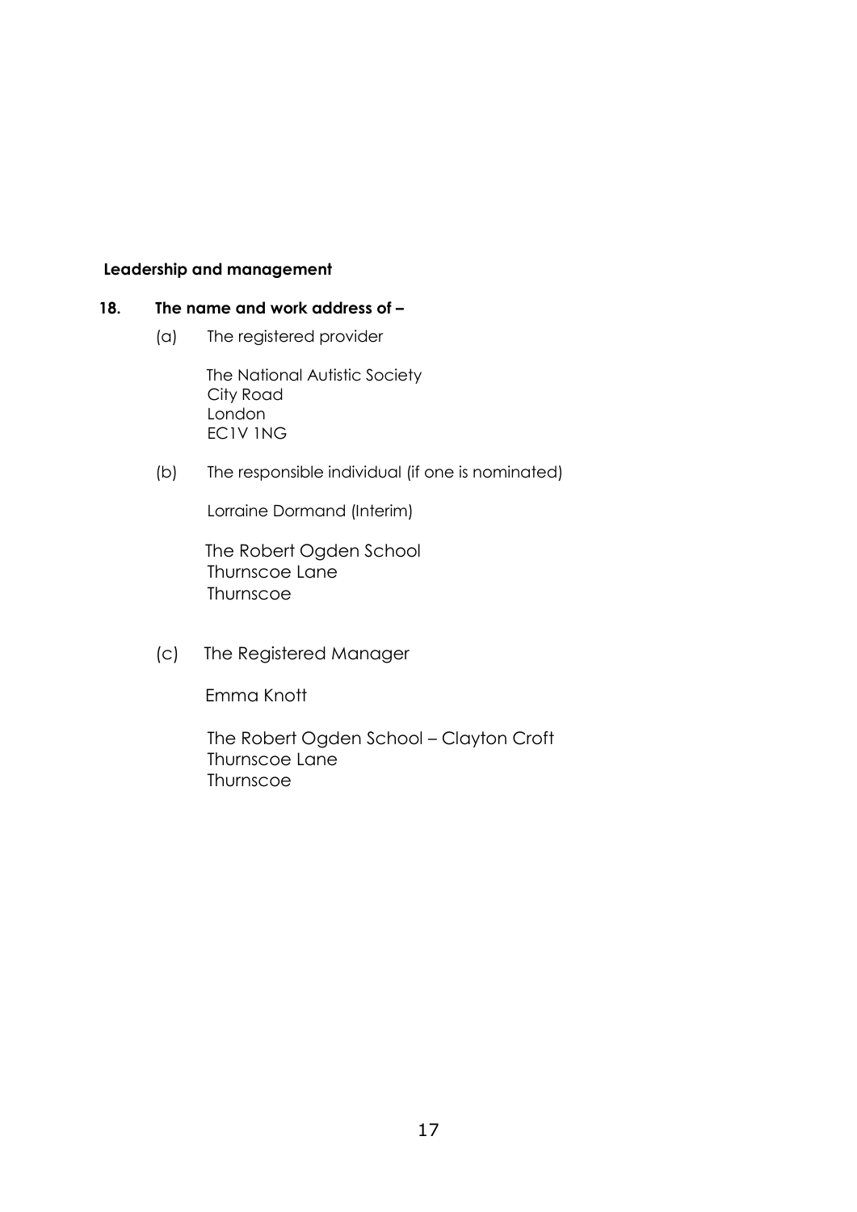**Leadership and management**

**18. The name and work address of –**

(a) The registered provider

The National Autistic Society
City Road
London
EC1V 1NG

(b) The responsible individual (if one is nominated)

Lorraine Dormand (Interim)

The Robert Ogden School
Thurnscoe Lane
Thurnscoe

(c) The Registered Manager

Emma Knott

The Robert Ogden School – Clayton Croft
Thurnscoe Lane
Thurnscoe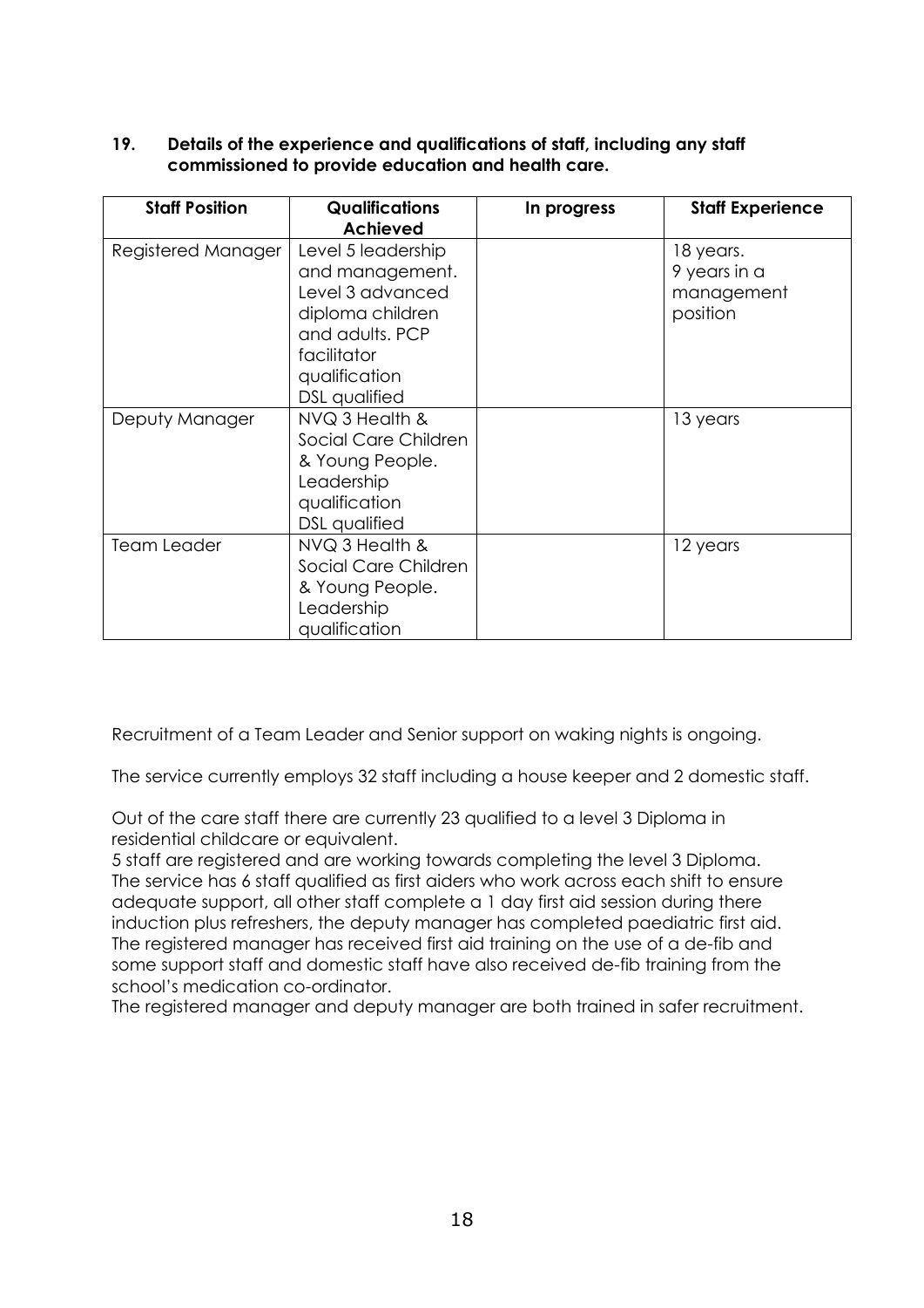**19. Details of the experience and qualifications of staff, including any staff commissioned to provide education and health care.**

| Staff Position | Qualifications Achieved | In progress | Staff Experience |
|---|---|---|---|
| Registered Manager | Level 5 leadership and management. Level 3 advanced diploma children and adults. PCP facilitator qualification DSL qualified | | 18 years. 9 years in a management position |
| Deputy Manager | NVQ 3 Health & Social Care Children & Young People. Leadership qualification DSL qualified | | 13 years |
| Team Leader | NVQ 3 Health & Social Care Children & Young People. Leadership qualification | | 12 years |

Recruitment of a Team Leader and Senior support on waking nights is ongoing.

The service currently employs 32 staff including a house keeper and 2 domestic staff.

Out of the care staff there are currently 23 qualified to a level 3 Diploma in residential childcare or equivalent.
5 staff are registered and are working towards completing the level 3 Diploma.
The service has 6 staff qualified as first aiders who work across each shift to ensure adequate support, all other staff complete a 1 day first aid session during there induction plus refreshers, the deputy manager has completed paediatric first aid.
The registered manager has received first aid training on the use of a de-fib and some support staff and domestic staff have also received de-fib training from the school's medication co-ordinator.
The registered manager and deputy manager are both trained in safer recruitment.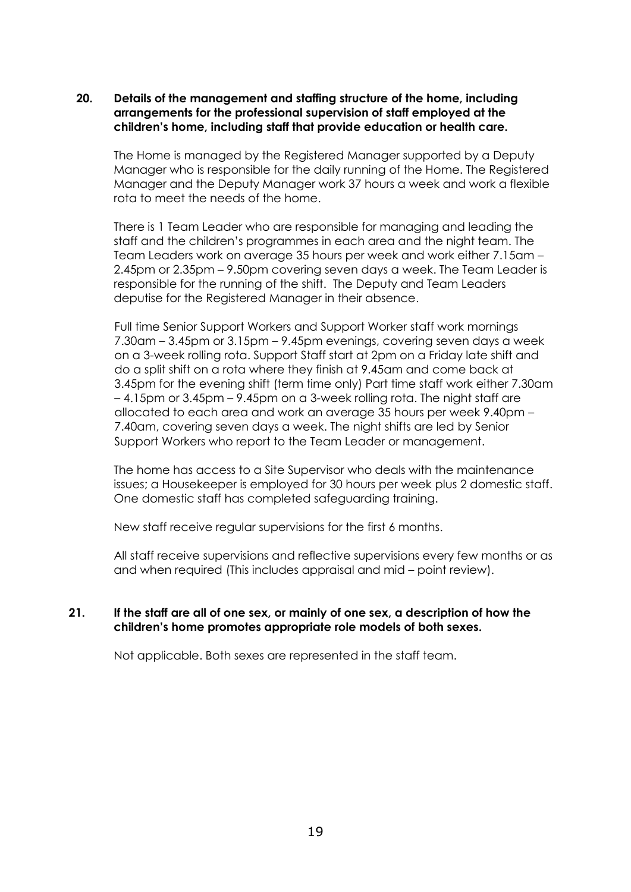**20. Details of the management and staffing structure of the home, including arrangements for the professional supervision of staff employed at the children's home, including staff that provide education or health care.**

The Home is managed by the Registered Manager supported by a Deputy Manager who is responsible for the daily running of the Home. The Registered Manager and the Deputy Manager work 37 hours a week and work a flexible rota to meet the needs of the home.

There is 1 Team Leader who are responsible for managing and leading the staff and the children's programmes in each area and the night team. The Team Leaders work on average 35 hours per week and work either 7.15am – 2.45pm or 2.35pm – 9.50pm covering seven days a week. The Team Leader is responsible for the running of the shift. The Deputy and Team Leaders deputise for the Registered Manager in their absence.

Full time Senior Support Workers and Support Worker staff work mornings 7.30am – 3.45pm or 3.15pm – 9.45pm evenings, covering seven days a week on a 3-week rolling rota. Support Staff start at 2pm on a Friday late shift and do a split shift on a rota where they finish at 9.45am and come back at 3.45pm for the evening shift (term time only) Part time staff work either 7.30am – 4.15pm or 3.45pm – 9.45pm on a 3-week rolling rota. The night staff are allocated to each area and work an average 35 hours per week 9.40pm – 7.40am, covering seven days a week. The night shifts are led by Senior Support Workers who report to the Team Leader or management.

The home has access to a Site Supervisor who deals with the maintenance issues; a Housekeeper is employed for 30 hours per week plus 2 domestic staff. One domestic staff has completed safeguarding training.

New staff receive regular supervisions for the first 6 months.

All staff receive supervisions and reflective supervisions every few months or as and when required (This includes appraisal and mid – point review).

**21. If the staff are all of one sex, or mainly of one sex, a description of how the children's home promotes appropriate role models of both sexes.**

Not applicable. Both sexes are represented in the staff team.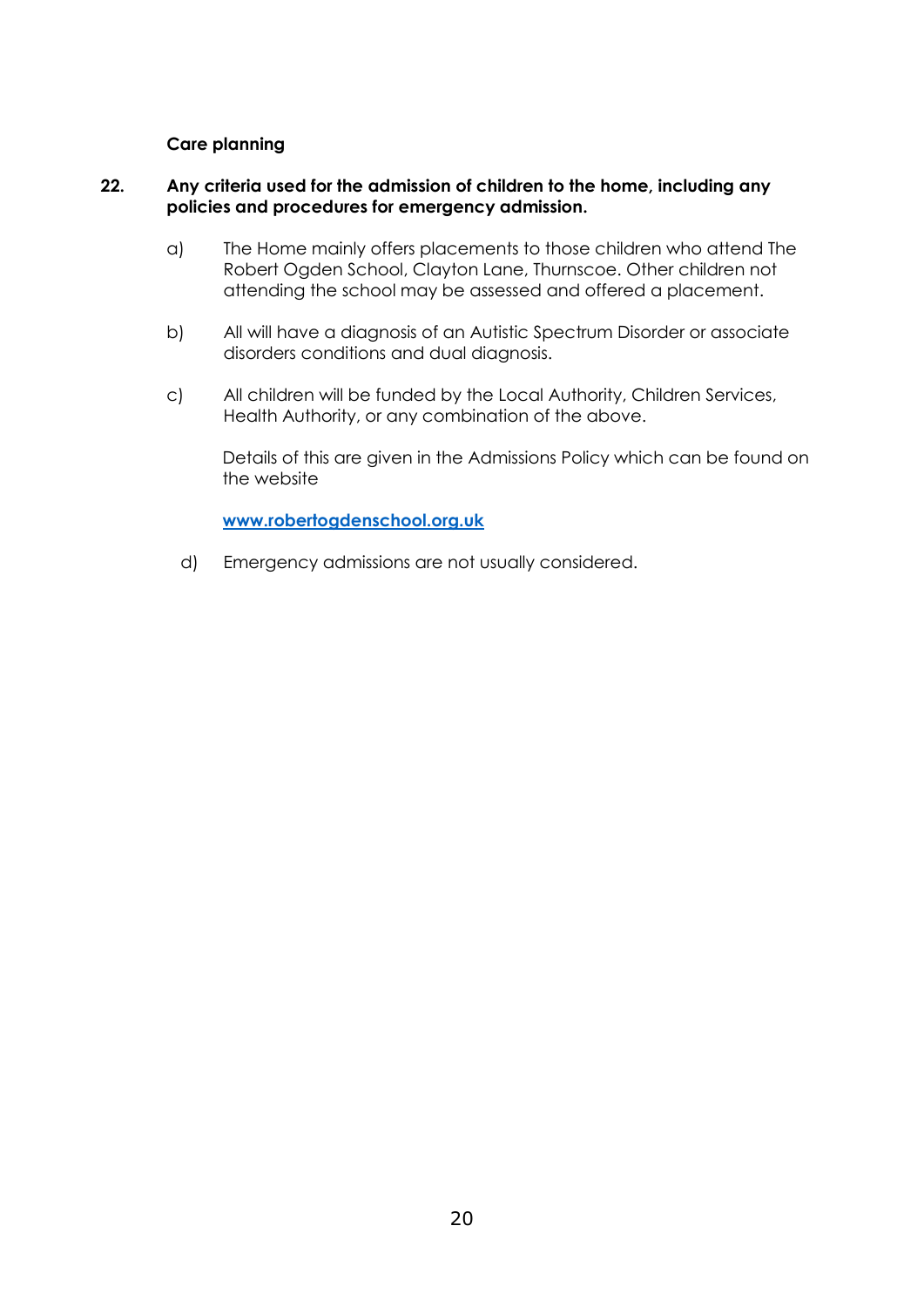**Care planning**

**22. Any criteria used for the admission of children to the home, including any policies and procedures for emergency admission.**

a) The Home mainly offers placements to those children who attend The Robert Ogden School, Clayton Lane, Thurnscoe. Other children not attending the school may be assessed and offered a placement.

b) All will have a diagnosis of an Autistic Spectrum Disorder or associate disorders conditions and dual diagnosis.

c) All children will be funded by the Local Authority, Children Services, Health Authority, or any combination of the above.

Details of this are given in the Admissions Policy which can be found on the website

[www.robertogdenschool.org.uk](http://www.robertogdenschool.org.uk)

d) Emergency admissions are not usually considered.